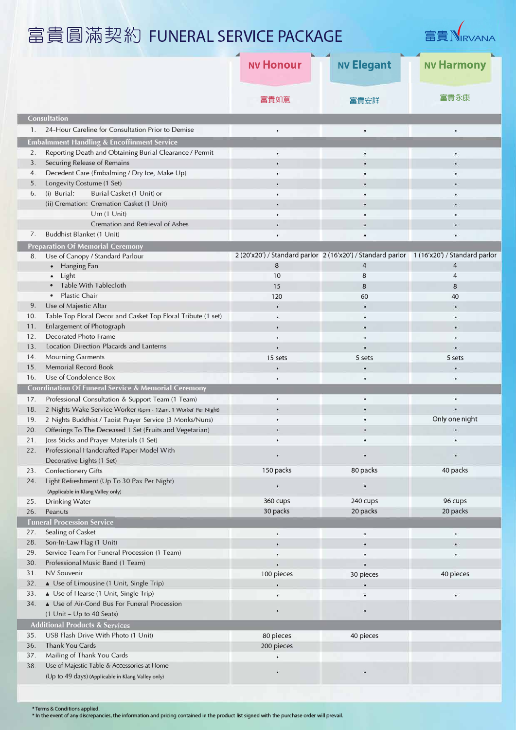# 富貴圓滿契約 FUNERAL SERVICE PACKAGE

富貴 NIRVANA

| | NV Honour 富貴如意 | NV Elegant 富貴安詳 | NV Harmony 富貴永康 |
|---|---|---|---|
| **Consultation** | | | |
| 1. 24-Hour Careline for Consultation Prior to Demise | • | • | • |
| **Embalmment Handling & Encoffinment Service** | | | |
| 2. Reporting Death and Obtaining Burial Clearance / Permit | • | • | • |
| 3. Securing Release of Remains | • | • | • |
| 4. Decedent Care (Embalming / Dry Ice, Make Up) | • | • | • |
| 5. Longevity Costume (1 Set) | • | • | • |
| 6. (i) Burial: Burial Casket (1 Unit) or | • | • | • |
| (ii) Cremation: Cremation Casket (1 Unit) | • | • | • |
| Urn (1 Unit) | • | • | • |
| Cremation and Retrieval of Ashes | • | • | • |
| 7. Buddhist Blanket (1 Unit) | • | • | • |
| **Preparation Of Memorial Ceremony** | | | |
| 8. Use of Canopy / Standard Parlour | 2 (20'x20') / Standard parlor | 2 (16'x20') / Standard parlor | 1 (16'x20') / Standard parlor |
| • Hanging Fan | 8 | 4 | 4 |
| • Light | 10 | 8 | 4 |
| • Table With Tablecloth | 15 | 8 | 8 |
| • Plastic Chair | 120 | 60 | 40 |
| 9. Use of Majestic Altar | • | • | • |
| 10. Table Top Floral Decor and Casket Top Floral Tribute (1 set) | • | • | • |
| 11. Enlargement of Photograph | • | • | • |
| 12. Decorated Photo Frame | • | • | • |
| 13. Location Direction Placards and Lanterns | • | • | • |
| 14. Mourning Garments | 15 sets | 5 sets | 5 sets |
| 15. Memorial Record Book | • | • | • |
| 16. Use of Condolence Box | • | • | • |
| **Coordination Of Funeral Service & Memorial Ceremony** | | | |
| 17. Professional Consultation & Support Team (1 Team) | • | • | • |
| 18. 2 Nights Wake Service Worker (6pm - 12am, 1 Worker Per Night) | • | • | • |
| 19. 2 Nights Buddhist / Taoist Prayer Service (3 Monks/Nuns) | • | • | Only one night |
| 20. Offerings To The Deceased 1 Set (Fruits and Vegetarian) | • | • | • |
| 21. Joss Sticks and Prayer Materials (1 Set) | • | • | • |
| 22. Professional Handcrafted Paper Model With Decorative Lights (1 Set) | • | • | • |
| 23. Confectionery Gifts | 150 packs | 80 packs | 40 packs |
| 24. Light Refreshment (Up To 30 Pax Per Night) (Applicable in Klang Valley only) | • | • | |
| 25. Drinking Water | 360 cups | 240 cups | 96 cups |
| 26. Peanuts | 30 packs | 20 packs | 20 packs |
| **Funeral Procession Service** | | | |
| 27. Sealing of Casket | • | • | • |
| 28. Son-In-Law Flag (1 Unit) | • | • | • |
| 29. Service Team For Funeral Procession (1 Team) | • | • | • |
| 30. Professional Music Band (1 Team) | • | • | |
| 31. NV Souvenir | 100 pieces | 30 pieces | 40 pieces |
| 32. ▲ Use of Limousine (1 Unit, Single Trip) | • | • | |
| 33. ▲ Use of Hearse (1 Unit, Single Trip) | • | • | • |
| 34. ▲ Use of Air-Cond Bus For Funeral Procession (1 Unit – Up to 40 Seats) | • | • | |
| **Additional Products & Services** | | | |
| 35. USB Flash Drive With Photo (1 Unit) | 80 pieces | 40 pieces | |
| 36. Thank You Cards | 200 pieces | | |
| 37. Mailing of Thank You Cards | • | | |
| 38. Use of Majestic Table & Accessories at Home (Up to 49 days) (Applicable in Klang Valley only) | • | • | |

* Terms & Conditions applied.
* In the event of any discrepancies, the information and pricing contained in the product list signed with the purchase order will prevail.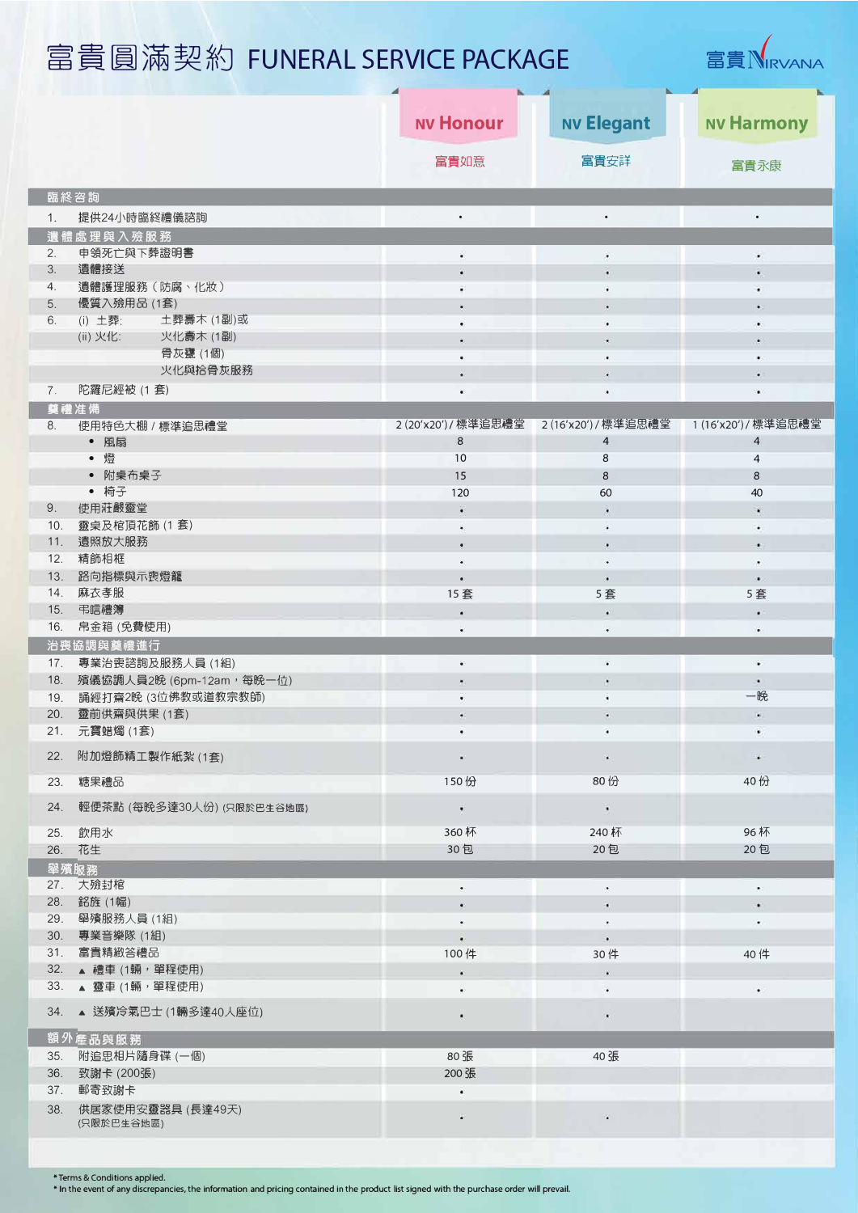# 富貴圓滿契約 FUNERAL SERVICE PACKAGE

富貴 NIRVANA

| | NV Honour 富貴如意 | NV Elegant 富貴安詳 | NV Harmony 富貴永康 |
|---|---|---|---|
| **臨終咨詢** | | | |
| 1. 提供24小時臨終禮儀諮詢 | • | • | • |
| **遺體處理與入殮服務** | | | |
| 2. 申領死亡與下葬證明書 | • | • | • |
| 3. 遺體接送 | • | • | • |
| 4. 遺體護理服務（防腐、化妝） | • | • | • |
| 5. 優質入殮用品 (1套) | • | • | • |
| 6. (i) 土葬: 土葬壽木 (1副)或 | • | • | • |
| (ii) 火化: 火化壽木 (1副) | • | • | • |
| 骨灰甕 (1個) | • | • | • |
| 火化與拾骨灰服務 | • | • | • |
| 7. 陀羅尼經被 (1 套) | • | • | • |
| **奠禮准備** | | | |
| 8. 使用特色大棚 / 標準追思禮堂 | 2 (20'x20') / 標準追思禮堂 | 2 (16'x20') / 標準追思禮堂 | 1 (16'x20') / 標準追思禮堂 |
| • 風扇 | 8 | 4 | 4 |
| • 燈 | 10 | 8 | 4 |
| • 附桌布桌子 | 15 | 8 | 8 |
| • 椅子 | 120 | 60 | 40 |
| 9. 使用莊嚴靈堂 | • | • | • |
| 10. 靈桌及棺頂花飾 (1 套) | • | • | • |
| 11. 遺照放大服務 | • | • | • |
| 12. 精飾相框 | • | • | • |
| 13. 路向指標與示喪燈籠 | • | • | • |
| 14. 麻衣孝服 | 15 套 | 5 套 | 5 套 |
| 15. 弔唁禮簿 | • | • | • |
| 16. 帛金箱 (免費使用) | • | • | • |
| **治喪協調與奠禮進行** | | | |
| 17. 專業治喪諮詢及服務人員 (1組) | • | • | • |
| 18. 殯儀協調人員2晚 (6pm-12am，每晚一位) | • | • | • |
| 19. 誦經打齋2晚 (3位佛教或道教宗教師) | • | • | 一晚 |
| 20. 靈前供齋與供果 (1套) | • | • | • |
| 21. 元寶蜡燭 (1套) | • | • | • |
| 22. 附加燈飾精工製作紙紮 (1套) | • | • | • |
| 23. 糖果禮品 | 150 份 | 80 份 | 40 份 |
| 24. 輕便茶點 (每晚多達30人份) (只限於巴生谷地區) | • | • | |
| 25. 飲用水 | 360 杯 | 240 杯 | 96 杯 |
| 26. 花生 | 30 包 | 20 包 | 20 包 |
| **舉殯服務** | | | |
| 27. 大殮封棺 | • | • | • |
| 28. 銘旌 (1幅) | • | • | • |
| 29. 舉殯服務人員 (1組) | • | • | • |
| 30. 專業音樂隊 (1組) | • | • | |
| 31. 富貴精緻答禮品 | 100 件 | 30 件 | 40 件 |
| 32. ▲ 禮車 (1輛，單程使用) | • | • | |
| 33. ▲ 靈車 (1輛，單程使用) | • | • | • |
| 34. ▲ 送殯冷氣巴士 (1輛多達40人座位) | • | • | |
| **額外產品與服務** | | | |
| 35. 附追思相片隨身碟 (一個) | 80 張 | 40 張 | |
| 36. 致謝卡 (200張) | 200 張 | | |
| 37. 郵寄致謝卡 | • | | |
| 38. 供居家使用安靈器具 (長達49天) (只限於巴生谷地區) | • | • | |

* Terms & Conditions applied.
* In the event of any discrepancies, the information and pricing contained in the product list signed with the purchase order will prevail.